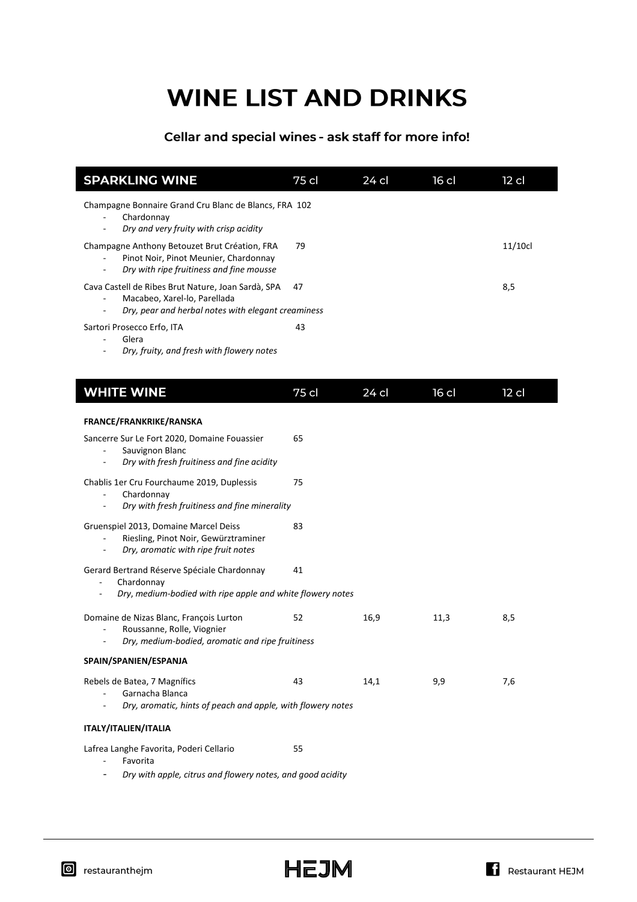# WINE LIST AND DRINKS

**Cellar and special wines - ask staff for more info!**

| SPARKLING WINE | 75 cl | 24 cl | 16 cl | 12 cl |
|---|---|---|---|---|
| Champagne Bonnaire Grand Cru Blanc de Blancs, FRA<br>- Chardonnay<br>- *Dry and very fruity with crisp acidity* | 102 | | | |
| Champagne Anthony Betouzet Brut Création, FRA<br>- Pinot Noir, Pinot Meunier, Chardonnay<br>- *Dry with ripe fruitiness and fine mousse* | 79 | | | 11/10cl |
| Cava Castell de Ribes Brut Nature, Joan Sardà, SPA<br>- Macabeo, Xarel-lo, Parellada<br>- *Dry, pear and herbal notes with elegant creaminess* | 47 | | | 8,5 |
| Sartori Prosecco Erfo, ITA<br>- Glera<br>- *Dry, fruity, and fresh with flowery notes* | 43 | | | |

| WHITE WINE | 75 cl | 24 cl | 16 cl | 12 cl |
|---|---|---|---|---|
| **FRANCE/FRANKRIKE/RANSKA** | | | | |
| Sancerre Sur Le Fort 2020, Domaine Fouassier<br>- Sauvignon Blanc<br>- *Dry with fresh fruitiness and fine acidity* | 65 | | | |
| Chablis 1er Cru Fourchaume 2019, Duplessis<br>- Chardonnay<br>- *Dry with fresh fruitiness and fine minerality* | 75 | | | |
| Gruenspiel 2013, Domaine Marcel Deiss<br>- Riesling, Pinot Noir, Gewürztraminer<br>- *Dry, aromatic with ripe fruit notes* | 83 | | | |
| Gerard Bertrand Réserve Spéciale Chardonnay<br>- Chardonnay<br>- *Dry, medium-bodied with ripe apple and white flowery notes* | 41 | | | |
| Domaine de Nizas Blanc, François Lurton<br>- Roussanne, Rolle, Viognier<br>- *Dry, medium-bodied, aromatic and ripe fruitiness* | 52 | 16,9 | 11,3 | 8,5 |
| **SPAIN/SPANIEN/ESPANJA** | | | | |
| Rebels de Batea, 7 Magnífics<br>- Garnacha Blanca<br>- *Dry, aromatic, hints of peach and apple, with flowery notes* | 43 | 14,1 | 9,9 | 7,6 |
| **ITALY/ITALIEN/ITALIA** | | | | |
| Lafrea Langhe Favorita, Poderi Cellario<br>- Favorita<br>- *Dry with apple, citrus and flowery notes, and good acidity* | 55 | | | |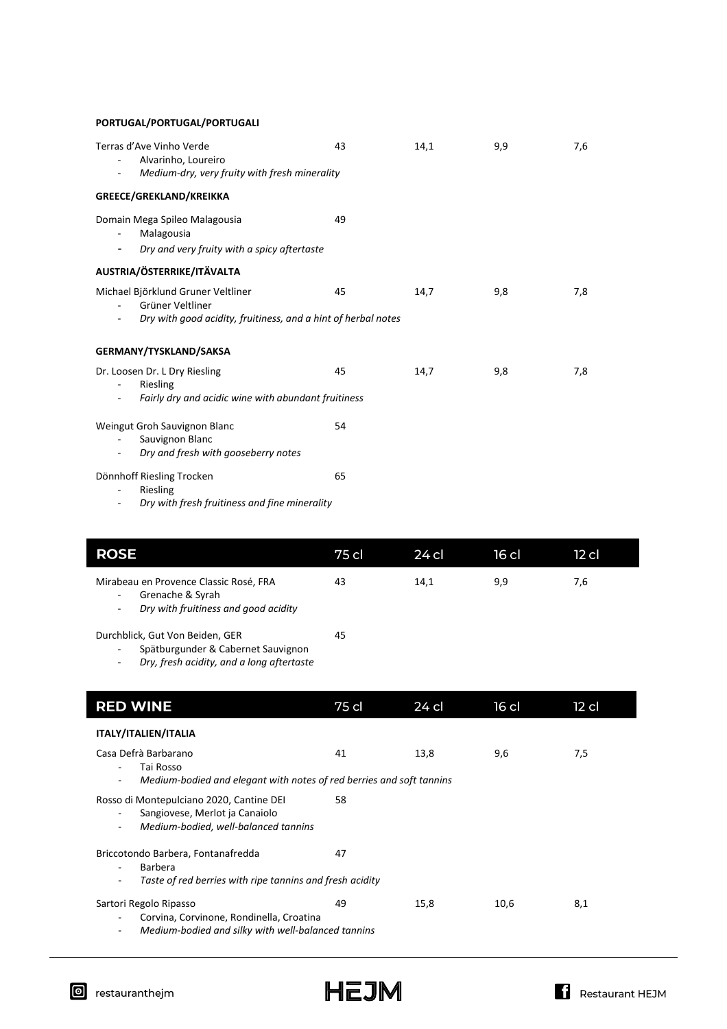| PORTUGAL/PORTUGAL/PORTUGALI | | | | |
|---|---|---|---|---|
| Terras d'Ave Vinho Verde<br>- Alvarinho, Loureiro<br>- *Medium-dry, very fruity with fresh minerality* | 43 | 14,1 | 9,9 | 7,6 |
| **GREECE/GREKLAND/KREIKKA** | | | | |
| Domain Mega Spileo Malagousia<br>- Malagousia<br>- *Dry and very fruity with a spicy aftertaste* | 49 | | | |
| **AUSTRIA/ÖSTERRIKE/ITÄVALTA** | | | | |
| Michael Björklund Gruner Veltliner<br>- Grüner Veltliner<br>- *Dry with good acidity, fruitiness, and a hint of herbal notes* | 45 | 14,7 | 9,8 | 7,8 |
| **GERMANY/TYSKLAND/SAKSA** | | | | |
| Dr. Loosen Dr. L Dry Riesling<br>- Riesling<br>- *Fairly dry and acidic wine with abundant fruitiness* | 45 | 14,7 | 9,8 | 7,8 |
| Weingut Groh Sauvignon Blanc<br>- Sauvignon Blanc<br>- *Dry and fresh with gooseberry notes* | 54 | | | |
| Dönnhoff Riesling Trocken<br>- Riesling<br>- *Dry with fresh fruitiness and fine minerality* | 65 | | | |

| ROSE | 75 cl | 24 cl | 16 cl | 12 cl |
|---|---|---|---|---|
| Mirabeau en Provence Classic Rosé, FRA<br>- Grenache & Syrah<br>- *Dry with fruitiness and good acidity* | 43 | 14,1 | 9,9 | 7,6 |
| Durchblick, Gut Von Beiden, GER<br>- Spätburgunder & Cabernet Sauvignon<br>- *Dry, fresh acidity, and a long aftertaste* | 45 | | | |

| RED WINE | 75 cl | 24 cl | 16 cl | 12 cl |
|---|---|---|---|---|
| **ITALY/ITALIEN/ITALIA** | | | | |
| Casa Defrà Barbarano<br>- Tai Rosso<br>- *Medium-bodied and elegant with notes of red berries and soft tannins* | 41 | 13,8 | 9,6 | 7,5 |
| Rosso di Montepulciano 2020, Cantine DEI<br>- Sangiovese, Merlot ja Canaiolo<br>- *Medium-bodied, well-balanced tannins* | 58 | | | |
| Briccotondo Barbera, Fontanafredda<br>- Barbera<br>- *Taste of red berries with ripe tannins and fresh acidity* | 47 | | | |
| Sartori Regolo Ripasso<br>- Corvina, Corvinone, Rondinella, Croatina<br>- *Medium-bodied and silky with well-balanced tannins* | 49 | 15,8 | 10,6 | 8,1 |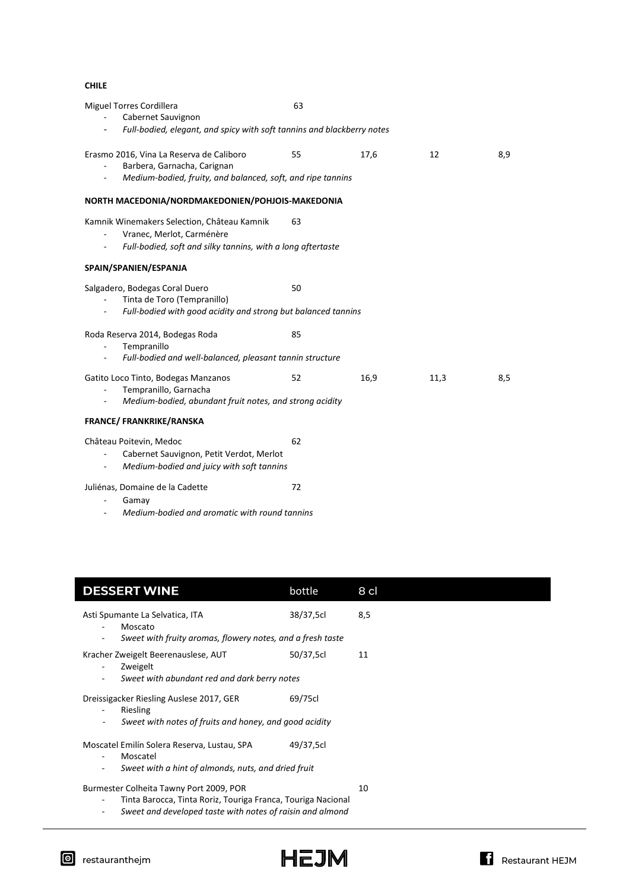**CHILE**

Miguel Torres Cordillera — 63
- Cabernet Sauvignon
- *Full-bodied, elegant, and spicy with soft tannins and blackberry notes*

Erasmo 2016, Vina La Reserva de Caliboro — 55 — 17,6 — 12 — 8,9
- Barbera, Garnacha, Carignan
- *Medium-bodied, fruity, and balanced, soft, and ripe tannins*

**NORTH MACEDONIA/NORDMAKEDONIEN/POHJOIS-MAKEDONIA**

Kamnik Winemakers Selection, Château Kamnik — 63
- Vranec, Merlot, Carménère
- *Full-bodied, soft and silky tannins, with a long aftertaste*

**SPAIN/SPANIEN/ESPANJA**

Salgadero, Bodegas Coral Duero — 50
- Tinta de Toro (Tempranillo)
- *Full-bodied with good acidity and strong but balanced tannins*

Roda Reserva 2014, Bodegas Roda — 85
- Tempranillo
- *Full-bodied and well-balanced, pleasant tannin structure*

Gatito Loco Tinto, Bodegas Manzanos — 52 — 16,9 — 11,3 — 8,5
- Tempranillo, Garnacha
- *Medium-bodied, abundant fruit notes, and strong acidity*

**FRANCE/ FRANKRIKE/RANSKA**

Château Poitevin, Medoc — 62
- Cabernet Sauvignon, Petit Verdot, Merlot
- *Medium-bodied and juicy with soft tannins*

Juliénas, Domaine de la Cadette — 72
- Gamay
- *Medium-bodied and aromatic with round tannins*

## DESSERT WINE

| DESSERT WINE | bottle | 8 cl |
|---|---|---|
| Asti Spumante La Selvatica, ITA<br>- Moscato<br>- *Sweet with fruity aromas, flowery notes, and a fresh taste* | 38/37,5cl | 8,5 |
| Kracher Zweigelt Beerenauslese, AUT<br>- Zweigelt<br>- *Sweet with abundant red and dark berry notes* | 50/37,5cl | 11 |
| Dreissigacker Riesling Auslese 2017, GER<br>- Riesling<br>- *Sweet with notes of fruits and honey, and good acidity* | 69/75cl | |
| Moscatel Emilín Solera Reserva, Lustau, SPA<br>- Moscatel<br>- *Sweet with a hint of almonds, nuts, and dried fruit* | 49/37,5cl | |
| Burmester Colheita Tawny Port 2009, POR<br>- Tinta Barocca, Tinta Roriz, Touriga Franca, Touriga Nacional<br>- *Sweet and developed taste with notes of raisin and almond* | | 10 |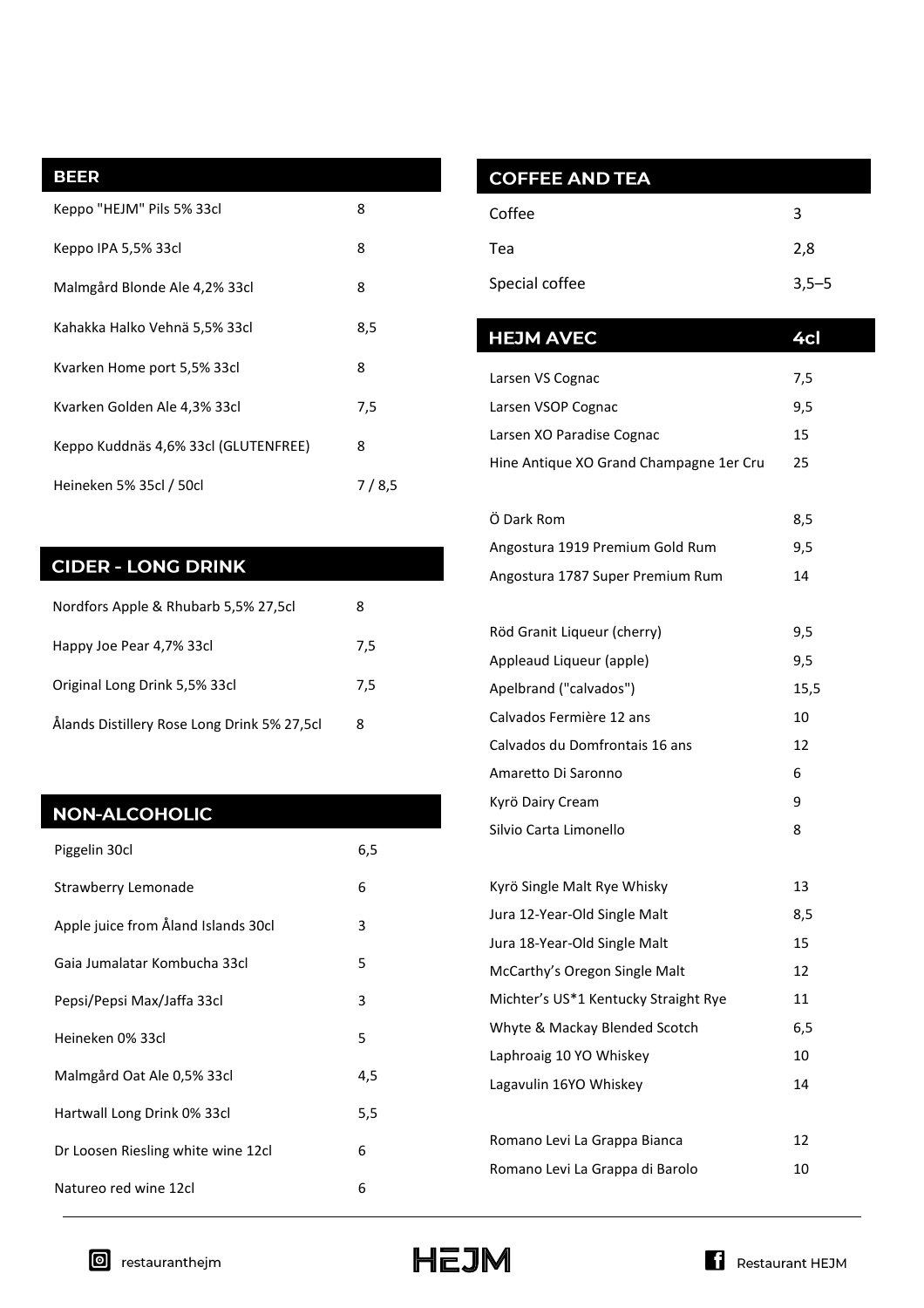## BEER

| | |
|---|---|
| Keppo "HEJM" Pils 5% 33cl | 8 |
| Keppo IPA 5,5% 33cl | 8 |
| Malmgård Blonde Ale 4,2% 33cl | 8 |
| Kahakka Halko Vehnä 5,5% 33cl | 8,5 |
| Kvarken Home port 5,5% 33cl | 8 |
| Kvarken Golden Ale 4,3% 33cl | 7,5 |
| Keppo Kuddnäs 4,6% 33cl (GLUTENFREE) | 8 |
| Heineken 5% 35cl / 50cl | 7 / 8,5 |

## CIDER - LONG DRINK

| | |
|---|---|
| Nordfors Apple & Rhubarb 5,5% 27,5cl | 8 |
| Happy Joe Pear 4,7% 33cl | 7,5 |
| Original Long Drink 5,5% 33cl | 7,5 |
| Ålands Distillery Rose Long Drink 5% 27,5cl | 8 |

## NON-ALCOHOLIC

| | |
|---|---|
| Piggelin 30cl | 6,5 |
| Strawberry Lemonade | 6 |
| Apple juice from Åland Islands 30cl | 3 |
| Gaia Jumalatar Kombucha 33cl | 5 |
| Pepsi/Pepsi Max/Jaffa 33cl | 3 |
| Heineken 0% 33cl | 5 |
| Malmgård Oat Ale 0,5% 33cl | 4,5 |
| Hartwall Long Drink 0% 33cl | 5,5 |
| Dr Loosen Riesling white wine 12cl | 6 |
| Natureo red wine 12cl | 6 |

## COFFEE AND TEA

| | |
|---|---|
| Coffee | 3 |
| Tea | 2,8 |
| Special coffee | 3,5–5 |

## HEJM AVEC — 4cl

| | |
|---|---|
| Larsen VS Cognac | 7,5 |
| Larsen VSOP Cognac | 9,5 |
| Larsen XO Paradise Cognac | 15 |
| Hine Antique XO Grand Champagne 1er Cru | 25 |
| Ö Dark Rom | 8,5 |
| Angostura 1919 Premium Gold Rum | 9,5 |
| Angostura 1787 Super Premium Rum | 14 |
| Röd Granit Liqueur (cherry) | 9,5 |
| Appleaud Liqueur (apple) | 9,5 |
| Apelbrand ("calvados") | 15,5 |
| Calvados Fermière 12 ans | 10 |
| Calvados du Domfrontais 16 ans | 12 |
| Amaretto Di Saronno | 6 |
| Kyrö Dairy Cream | 9 |
| Silvio Carta Limonello | 8 |
| Kyrö Single Malt Rye Whisky | 13 |
| Jura 12-Year-Old Single Malt | 8,5 |
| Jura 18-Year-Old Single Malt | 15 |
| McCarthy's Oregon Single Malt | 12 |
| Michter's US*1 Kentucky Straight Rye | 11 |
| Whyte & Mackay Blended Scotch | 6,5 |
| Laphroaig 10 YO Whiskey | 10 |
| Lagavulin 16YO Whiskey | 14 |
| Romano Levi La Grappa Bianca | 12 |
| Romano Levi La Grappa di Barolo | 10 |

restauranthejm — HEJM — Restaurant HEJM